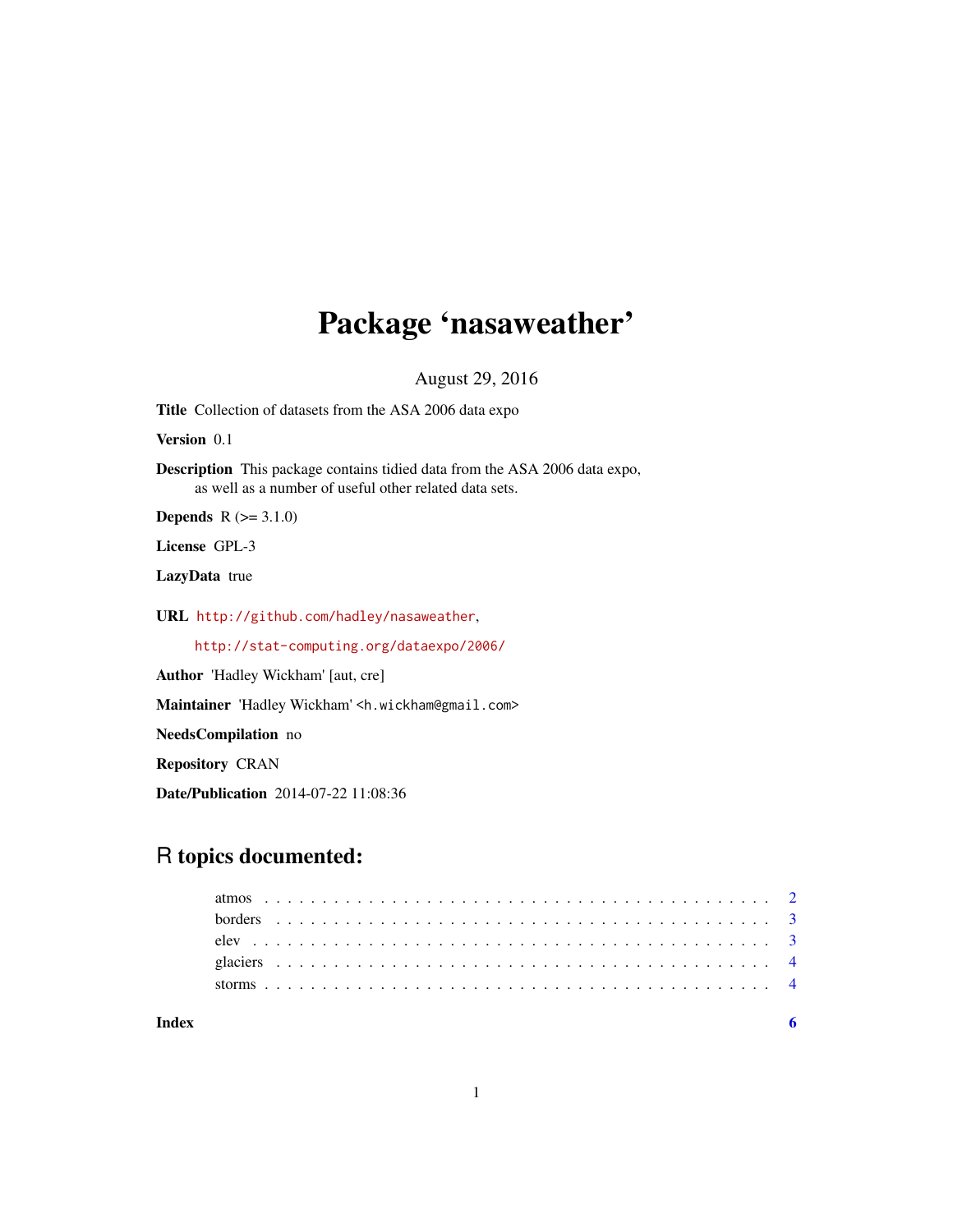# Package 'nasaweather'

August 29, 2016

**Title** Collection of datasets from the ASA 2006 data expo

**Version** 0.1

**Description** This package contains tidied data from the ASA 2006 data expo, as well as a number of useful other related data sets.

**Depends** R (>= 3.1.0)

**License** GPL-3

**LazyData** true

**URL** http://github.com/hadley/nasaweather, http://stat-computing.org/dataexpo/2006/

**Author** 'Hadley Wickham' [aut, cre]

**Maintainer** 'Hadley Wickham' <h.wickham@gmail.com>

**NeedsCompilation** no

**Repository** CRAN

**Date/Publication** 2014-07-22 11:08:36

## R topics documented:

- atmos . . . . . . . . . . . . . . . . . . . . . . . . . . . . . . . . . . . . . . . . . . 2
- borders . . . . . . . . . . . . . . . . . . . . . . . . . . . . . . . . . . . . . . . . . 3
- elev . . . . . . . . . . . . . . . . . . . . . . . . . . . . . . . . . . . . . . . . . . . 3
- glaciers . . . . . . . . . . . . . . . . . . . . . . . . . . . . . . . . . . . . . . . . . 4
- storms . . . . . . . . . . . . . . . . . . . . . . . . . . . . . . . . . . . . . . . . . . 4

**Index** 6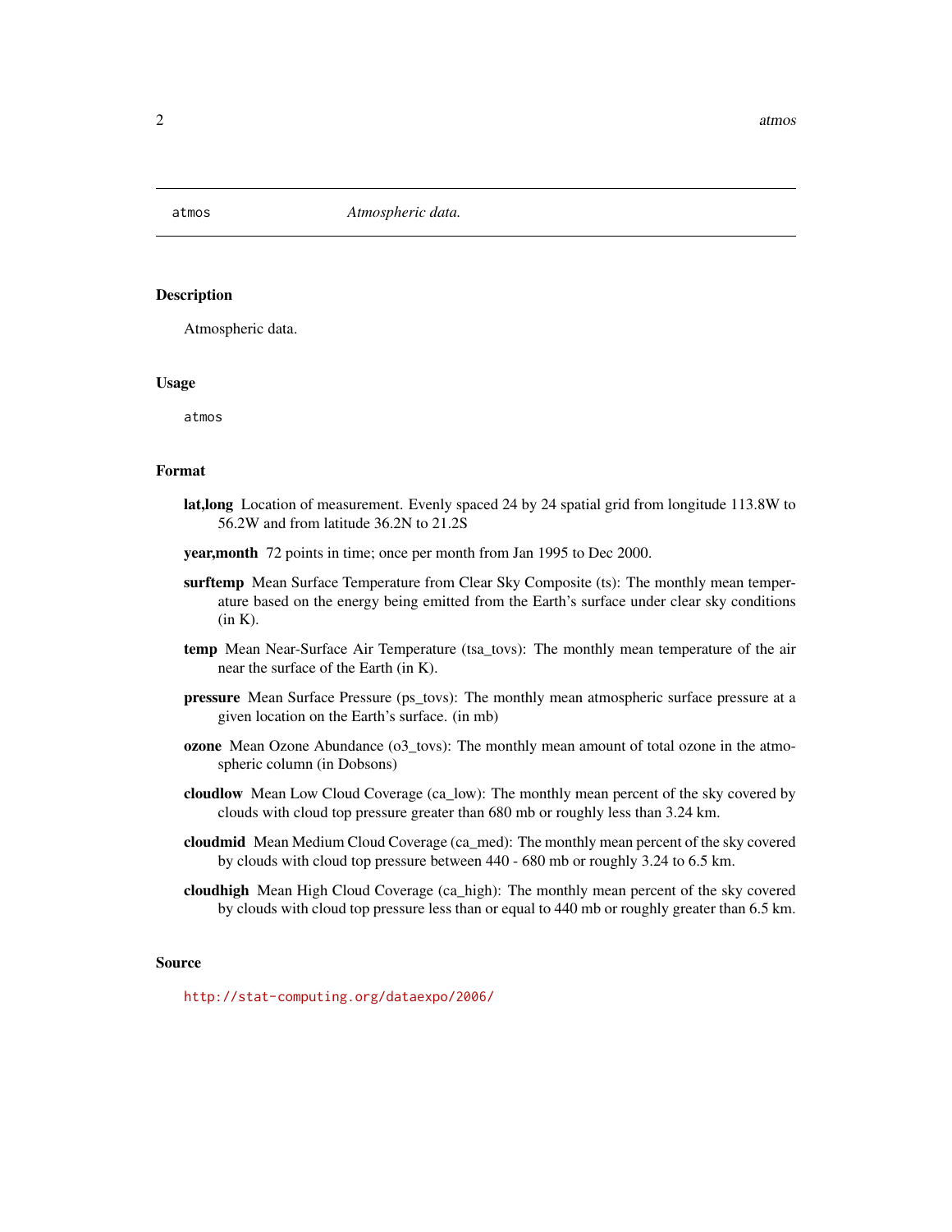atmos *Atmospheric data.*

## Description

Atmospheric data.

## Usage

```
atmos
```

## Format

**lat,long** Location of measurement. Evenly spaced 24 by 24 spatial grid from longitude 113.8W to 56.2W and from latitude 36.2N to 21.2S

**year,month** 72 points in time; once per month from Jan 1995 to Dec 2000.

**surftemp** Mean Surface Temperature from Clear Sky Composite (ts): The monthly mean temperature based on the energy being emitted from the Earth's surface under clear sky conditions (in K).

**temp** Mean Near-Surface Air Temperature (tsa_tovs): The monthly mean temperature of the air near the surface of the Earth (in K).

**pressure** Mean Surface Pressure (ps_tovs): The monthly mean atmospheric surface pressure at a given location on the Earth's surface. (in mb)

**ozone** Mean Ozone Abundance (o3_tovs): The monthly mean amount of total ozone in the atmospheric column (in Dobsons)

**cloudlow** Mean Low Cloud Coverage (ca_low): The monthly mean percent of the sky covered by clouds with cloud top pressure greater than 680 mb or roughly less than 3.24 km.

**cloudmid** Mean Medium Cloud Coverage (ca_med): The monthly mean percent of the sky covered by clouds with cloud top pressure between 440 - 680 mb or roughly 3.24 to 6.5 km.

**cloudhigh** Mean High Cloud Coverage (ca_high): The monthly mean percent of the sky covered by clouds with cloud top pressure less than or equal to 440 mb or roughly greater than 6.5 km.

## Source

http://stat-computing.org/dataexpo/2006/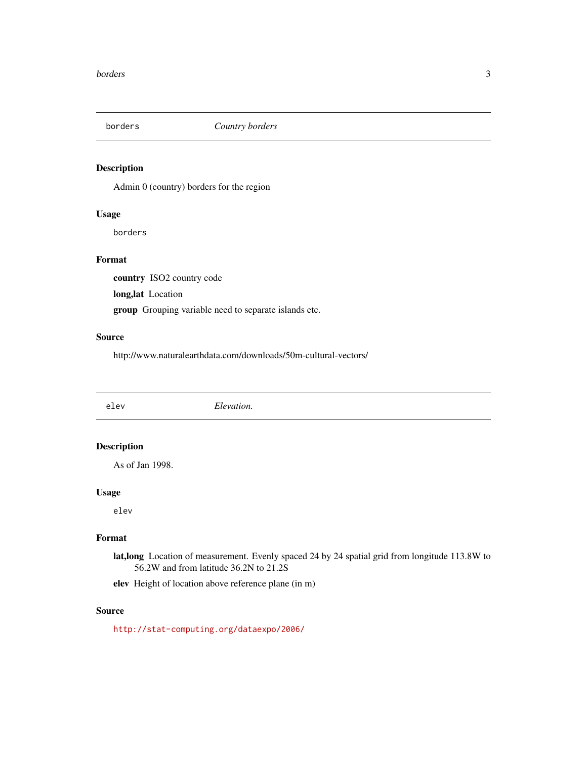## borders *Country borders*

### Description

Admin 0 (country) borders for the region

### Usage

```
borders
```

### Format

**country** ISO2 country code

**long,lat** Location

**group** Grouping variable need to separate islands etc.

### Source

http://www.naturalearthdata.com/downloads/50m-cultural-vectors/

## elev *Elevation.*

### Description

As of Jan 1998.

### Usage

```
elev
```

### Format

**lat,long** Location of measurement. Evenly spaced 24 by 24 spatial grid from longitude 113.8W to 56.2W and from latitude 36.2N to 21.2S

**elev** Height of location above reference plane (in m)

### Source

http://stat-computing.org/dataexpo/2006/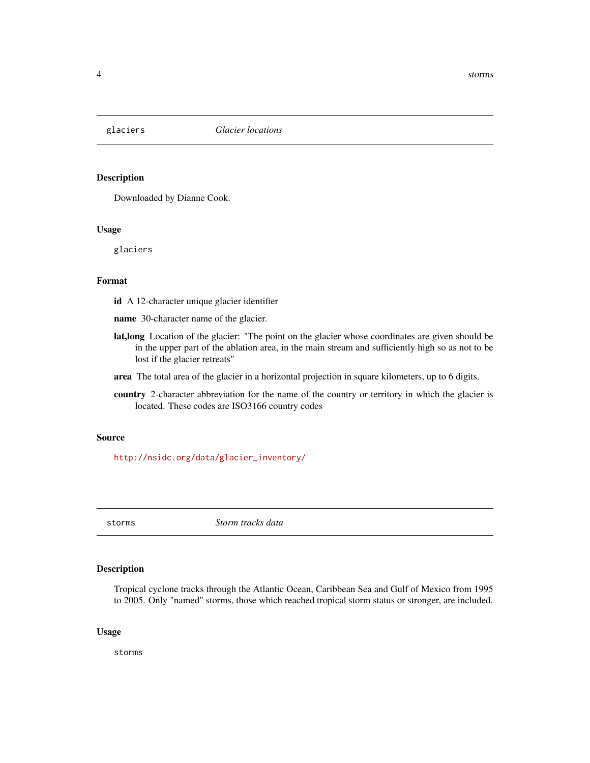## glaciers *Glacier locations*

### Description

Downloaded by Dianne Cook.

### Usage

```
glaciers
```

### Format

**id** A 12-character unique glacier identifier

**name** 30-character name of the glacier.

**lat,long** Location of the glacier: "The point on the glacier whose coordinates are given should be in the upper part of the ablation area, in the main stream and sufficiently high so as not to be lost if the glacier retreats"

**area** The total area of the glacier in a horizontal projection in square kilometers, up to 6 digits.

**country** 2-character abbreviation for the name of the country or territory in which the glacier is located. These codes are ISO3166 country codes

### Source

http://nsidc.org/data/glacier_inventory/

## storms *Storm tracks data*

### Description

Tropical cyclone tracks through the Atlantic Ocean, Caribbean Sea and Gulf of Mexico from 1995 to 2005. Only "named" storms, those which reached tropical storm status or stronger, are included.

### Usage

```
storms
```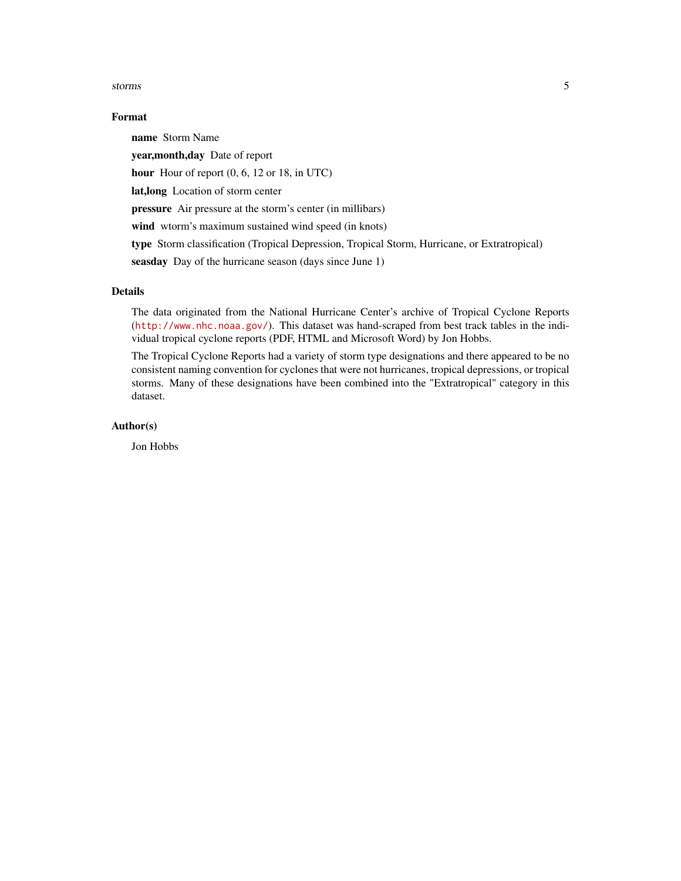### Format

**name** Storm Name

**year,month,day** Date of report

**hour** Hour of report (0, 6, 12 or 18, in UTC)

**lat,long** Location of storm center

**pressure** Air pressure at the storm's center (in millibars)

**wind** wtorm's maximum sustained wind speed (in knots)

**type** Storm classification (Tropical Depression, Tropical Storm, Hurricane, or Extratropical)

**seasday** Day of the hurricane season (days since June 1)

### Details

The data originated from the National Hurricane Center's archive of Tropical Cyclone Reports (`http://www.nhc.noaa.gov/`). This dataset was hand-scraped from best track tables in the individual tropical cyclone reports (PDF, HTML and Microsoft Word) by Jon Hobbs.

The Tropical Cyclone Reports had a variety of storm type designations and there appeared to be no consistent naming convention for cyclones that were not hurricanes, tropical depressions, or tropical storms. Many of these designations have been combined into the "Extratropical" category in this dataset.

### Author(s)

Jon Hobbs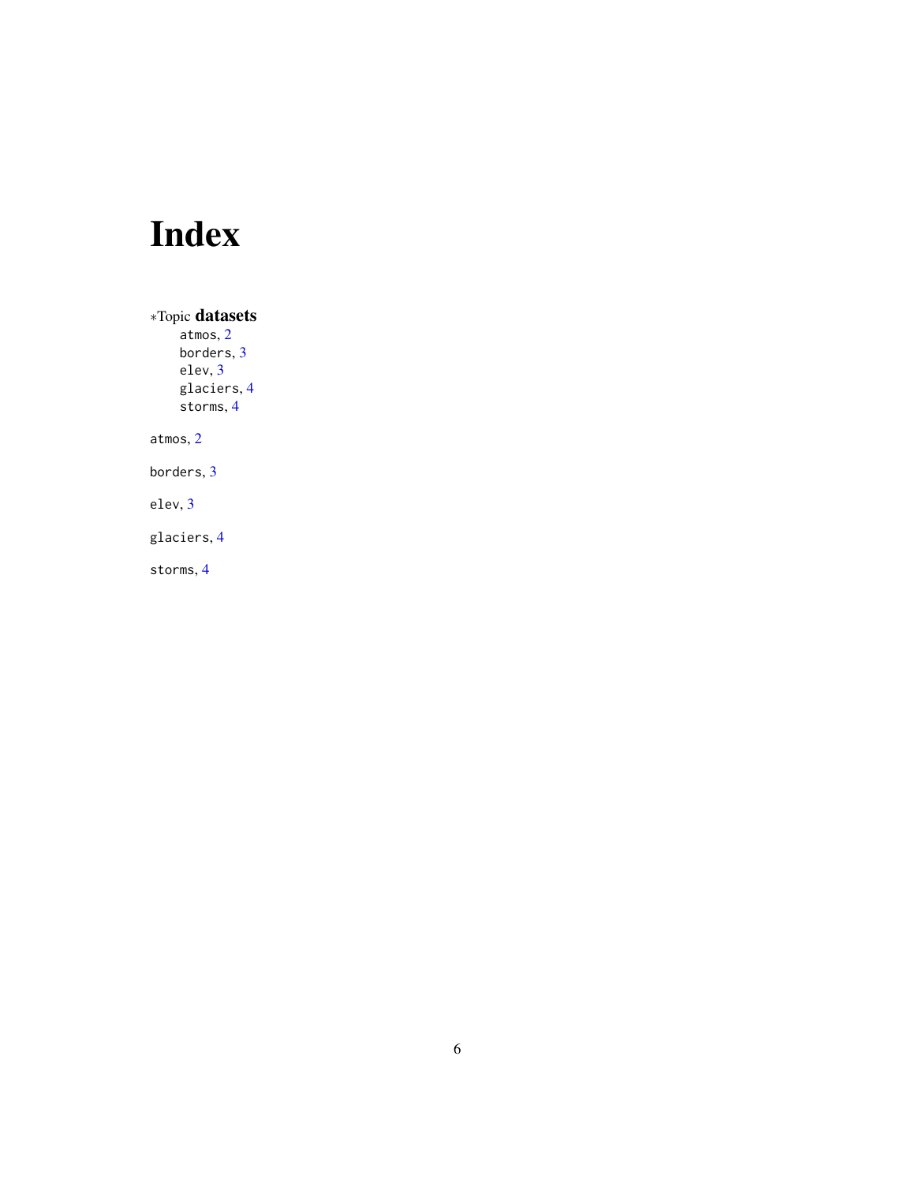# Index

∗Topic **datasets**

atmos, 2
borders, 3
elev, 3
glaciers, 4
storms, 4

atmos, 2

borders, 3

elev, 3

glaciers, 4

storms, 4